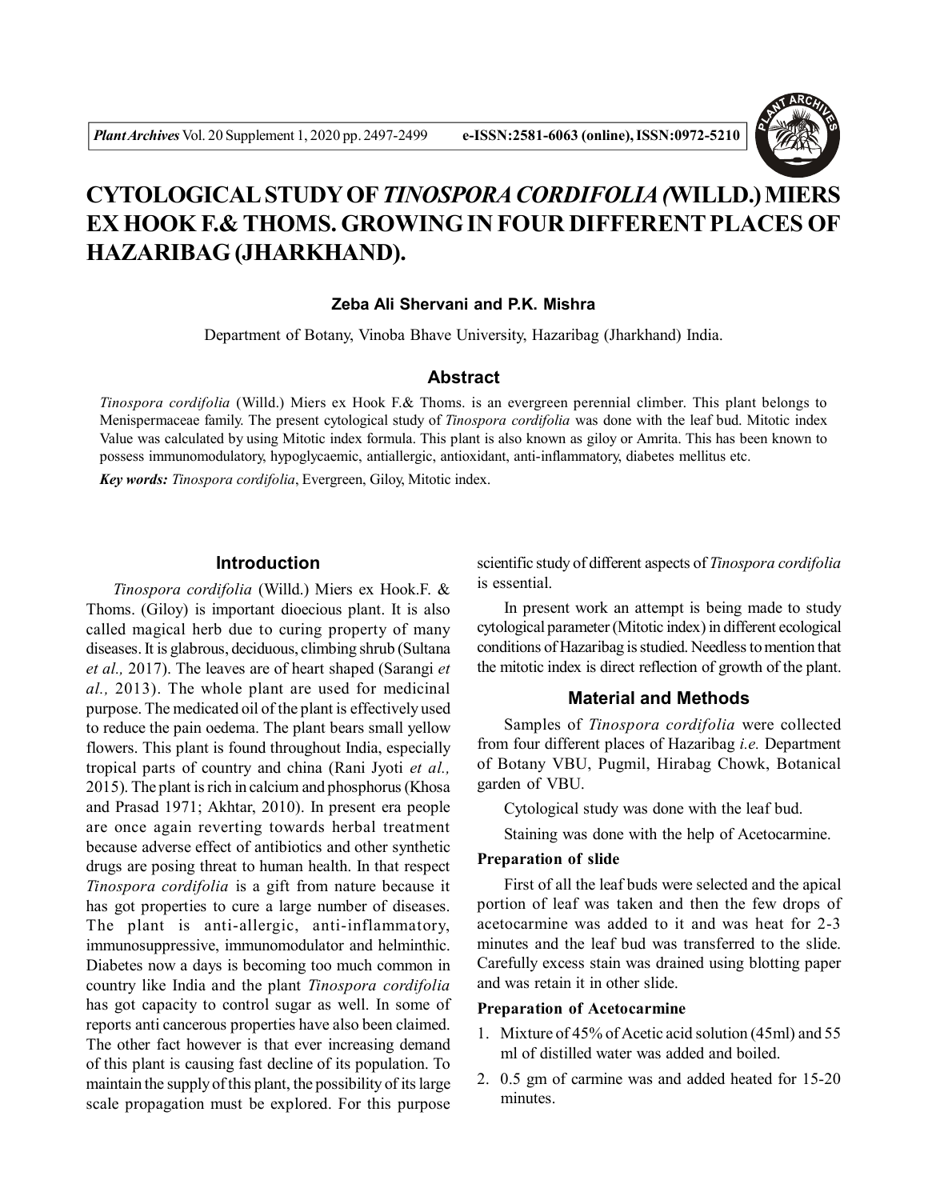# CYTOLOGICAL STUDY OF *TINOSPORA CORDIFOLIA (*WILLD.) MIERS EX HOOK F.& THOMS. GROWING IN FOUR DIFFERENT PLACES OF HAZARIBAG (JHARKHAND).

**Zeba Ali Shervani and P.K. Mishra**

Department of Botany, Vinoba Bhave University, Hazaribag (Jharkhand) India.

## Abstract

*Tinospora cordifolia* (Willd.) Miers ex Hook F.& Thoms. is an evergreen perennial climber. This plant belongs to Menispermaceae family. The present cytological study of *Tinospora cordifolia* was done with the leaf bud. Mitotic index Value was calculated by using Mitotic index formula. This plant is also known as giloy or Amrita. This has been known to possess immunomodulatory, hypoglycaemic, antiallergic, antioxidant, anti-inflammatory, diabetes mellitus etc.

***Key words:*** *Tinospora cordifolia*, Evergreen, Giloy, Mitotic index.

## Introduction

*Tinospora cordifolia* (Willd.) Miers ex Hook.F. & Thoms. (Giloy) is important dioecious plant. It is also called magical herb due to curing property of many diseases. It is glabrous, deciduous, climbing shrub (Sultana *et al.,* 2017). The leaves are of heart shaped (Sarangi *et al.,* 2013). The whole plant are used for medicinal purpose. The medicated oil of the plant is effectively used to reduce the pain oedema. The plant bears small yellow flowers. This plant is found throughout India, especially tropical parts of country and china (Rani Jyoti *et al.,* 2015). The plant is rich in calcium and phosphorus (Khosa and Prasad 1971; Akhtar, 2010). In present era people are once again reverting towards herbal treatment because adverse effect of antibiotics and other synthetic drugs are posing threat to human health. In that respect *Tinospora cordifolia* is a gift from nature because it has got properties to cure a large number of diseases. The plant is anti-allergic, anti-inflammatory, immunosuppressive, immunomodulator and helminthic. Diabetes now a days is becoming too much common in country like India and the plant *Tinospora cordifolia* has got capacity to control sugar as well. In some of reports anti cancerous properties have also been claimed. The other fact however is that ever increasing demand of this plant is causing fast decline of its population. To maintain the supply of this plant, the possibility of its large scale propagation must be explored. For this purpose scientific study of different aspects of *Tinospora cordifolia* is essential.

In present work an attempt is being made to study cytological parameter (Mitotic index) in different ecological conditions of Hazaribag is studied. Needless to mention that the mitotic index is direct reflection of growth of the plant.

## Material and Methods

Samples of *Tinospora cordifolia* were collected from four different places of Hazaribag *i.e.* Department of Botany VBU, Pugmil, Hirabag Chowk, Botanical garden of VBU.

Cytological study was done with the leaf bud.

Staining was done with the help of Acetocarmine.

### Preparation of slide

First of all the leaf buds were selected and the apical portion of leaf was taken and then the few drops of acetocarmine was added to it and was heat for 2-3 minutes and the leaf bud was transferred to the slide. Carefully excess stain was drained using blotting paper and was retain it in other slide.

### Preparation of Acetocarmine

1. Mixture of 45% of Acetic acid solution (45ml) and 55 ml of distilled water was added and boiled.
2. 0.5 gm of carmine was and added heated for 15-20 minutes.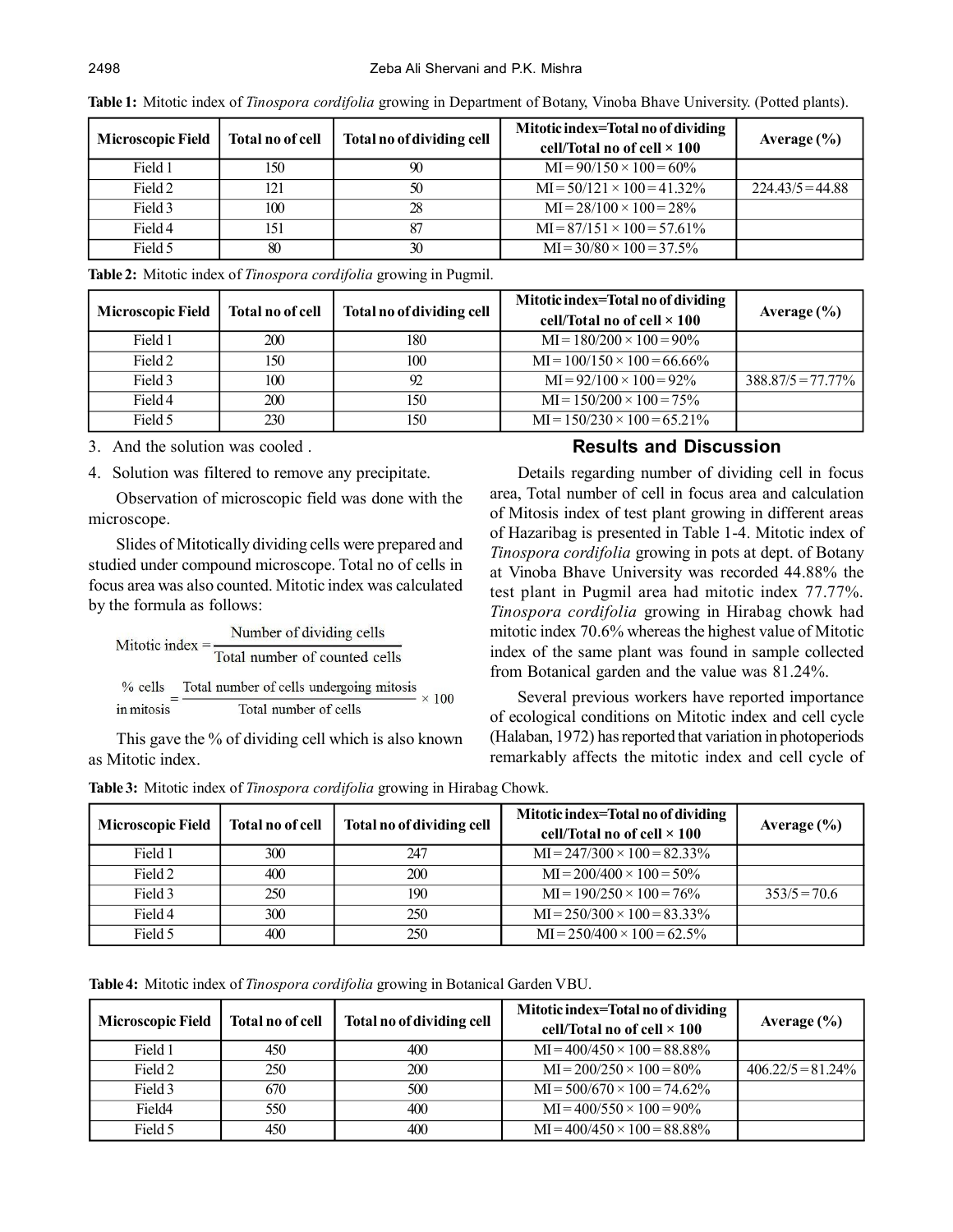**Table 1:** Mitotic index of *Tinospora cordifolia* growing in Department of Botany, Vinoba Bhave University. (Potted plants).

| Microscopic Field | Total no of cell | Total no of dividing cell | Mitotic index=Total no of dividing cell/Total no of cell × 100 | Average (%) |
|---|---|---|---|---|
| Field 1 | 150 | 90 | MI = 90/150 × 100 = 60% | |
| Field 2 | 121 | 50 | MI = 50/121 × 100 = 41.32% | 224.43/5 = 44.88 |
| Field 3 | 100 | 28 | MI = 28/100 × 100 = 28% | |
| Field 4 | 151 | 87 | MI = 87/151 × 100 = 57.61% | |
| Field 5 | 80 | 30 | MI = 30/80 × 100 = 37.5% | |

**Table 2:** Mitotic index of *Tinospora cordifolia* growing in Pugmil.

| Microscopic Field | Total no of cell | Total no of dividing cell | Mitotic index=Total no of dividing cell/Total no of cell × 100 | Average (%) |
|---|---|---|---|---|
| Field 1 | 200 | 180 | MI = 180/200 × 100 = 90% | |
| Field 2 | 150 | 100 | MI = 100/150 × 100 = 66.66% | |
| Field 3 | 100 | 92 | MI = 92/100 × 100 = 92% | 388.87/5 = 77.77% |
| Field 4 | 200 | 150 | MI = 150/200 × 100 = 75% | |
| Field 5 | 230 | 150 | MI = 150/230 × 100 = 65.21% | |

3. And the solution was cooled .
4. Solution was filtered to remove any precipitate.

Observation of microscopic field was done with the microscope.

Slides of Mitotically dividing cells were prepared and studied under compound microscope. Total no of cells in focus area was also counted. Mitotic index was calculated by the formula as follows:

$$\text{Mitotic index} = \frac{\text{Number of dividing cells}}{\text{Total number of counted cells}}$$

$$\text{\% cells in mitosis} = \frac{\text{Total number of cells undergoing mitosis}}{\text{Total number of cells}} \times 100$$

This gave the % of dividing cell which is also known as Mitotic index.

## Results and Discussion

Details regarding number of dividing cell in focus area, Total number of cell in focus area and calculation of Mitosis index of test plant growing in different areas of Hazaribag is presented in Table 1-4. Mitotic index of *Tinospora cordifolia* growing in pots at dept. of Botany at Vinoba Bhave University was recorded 44.88% the test plant in Pugmil area had mitotic index 77.77%. *Tinospora cordifolia* growing in Hirabag chowk had mitotic index 70.6% whereas the highest value of Mitotic index of the same plant was found in sample collected from Botanical garden and the value was 81.24%.

Several previous workers have reported importance of ecological conditions on Mitotic index and cell cycle (Halaban, 1972) has reported that variation in photoperiods remarkably affects the mitotic index and cell cycle of

**Table 3:** Mitotic index of *Tinospora cordifolia* growing in Hirabag Chowk.

| Microscopic Field | Total no of cell | Total no of dividing cell | Mitotic index=Total no of dividing cell/Total no of cell × 100 | Average (%) |
|---|---|---|---|---|
| Field 1 | 300 | 247 | MI = 247/300 × 100 = 82.33% | |
| Field 2 | 400 | 200 | MI = 200/400 × 100 = 50% | |
| Field 3 | 250 | 190 | MI = 190/250 × 100 = 76% | 353/5 = 70.6 |
| Field 4 | 300 | 250 | MI = 250/300 × 100 = 83.33% | |
| Field 5 | 400 | 250 | MI = 250/400 × 100 = 62.5% | |

**Table 4:** Mitotic index of *Tinospora cordifolia* growing in Botanical Garden VBU.

| Microscopic Field | Total no of cell | Total no of dividing cell | Mitotic index=Total no of dividing cell/Total no of cell × 100 | Average (%) |
|---|---|---|---|---|
| Field 1 | 450 | 400 | MI = 400/450 × 100 = 88.88% | |
| Field 2 | 250 | 200 | MI = 200/250 × 100 = 80% | 406.22/5 = 81.24% |
| Field 3 | 670 | 500 | MI = 500/670 × 100 = 74.62% | |
| Field4 | 550 | 400 | MI = 400/550 × 100 = 90% | |
| Field 5 | 450 | 400 | MI = 400/450 × 100 = 88.88% | |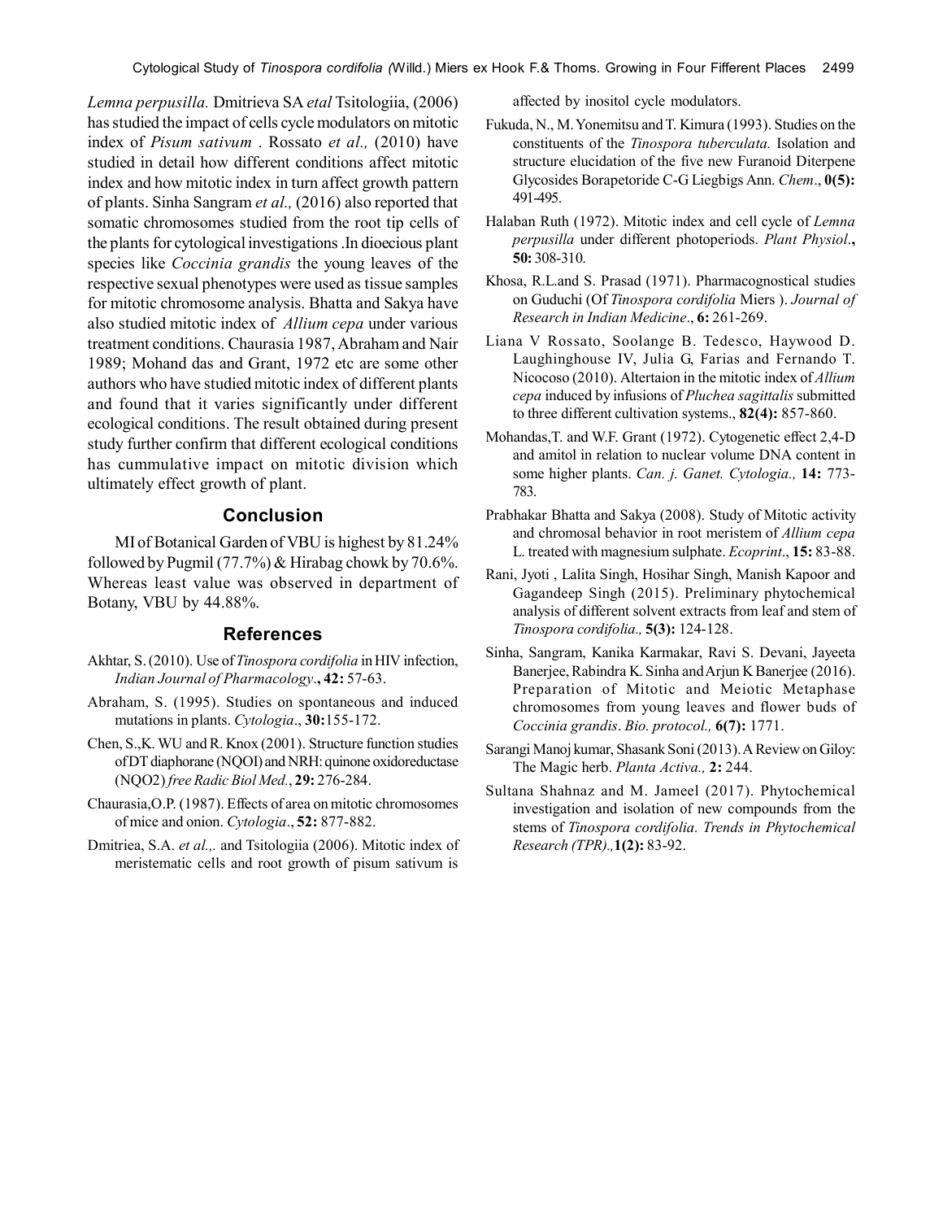*Lemna perpusilla.* Dmitrieva SA *etal* Tsitologiia, (2006) has studied the impact of cells cycle modulators on mitotic index of *Pisum sativum* . Rossato *et al.,* (2010) have studied in detail how different conditions affect mitotic index and how mitotic index in turn affect growth pattern of plants. Sinha Sangram *et al.,* (2016) also reported that somatic chromosomes studied from the root tip cells of the plants for cytological investigations .In dioecious plant species like *Coccinia grandis* the young leaves of the respective sexual phenotypes were used as tissue samples for mitotic chromosome analysis. Bhatta and Sakya have also studied mitotic index of *Allium cepa* under various treatment conditions. Chaurasia 1987, Abraham and Nair 1989; Mohand das and Grant, 1972 etc are some other authors who have studied mitotic index of different plants and found that it varies significantly under different ecological conditions. The result obtained during present study further confirm that different ecological conditions has cummulative impact on mitotic division which ultimately effect growth of plant.

## Conclusion

MI of Botanical Garden of VBU is highest by 81.24% followed by Pugmil (77.7%) & Hirabag chowk by 70.6%. Whereas least value was observed in department of Botany, VBU by 44.88%.

## References

Akhtar, S. (2010). Use of *Tinospora cordifolia* in HIV infection, *Indian Journal of Pharmacology*., **42:** 57-63.

Abraham, S. (1995). Studies on spontaneous and induced mutations in plants. *Cytologia*., **30:**155-172.

Chen, S.,K. WU and R. Knox (2001). Structure function studies of DT diaphorane (NQOI) and NRH: quinone oxidoreductase (NQO2) *free Radic Biol Med.*, **29:** 276-284.

Chaurasia,O.P. (1987). Effects of area on mitotic chromosomes of mice and onion. *Cytologia*., **52:** 877-882.

Dmitriea, S.A. *et al.,.* and Tsitologiia (2006). Mitotic index of meristematic cells and root growth of pisum sativum is affected by inositol cycle modulators.

Fukuda, N., M. Yonemitsu and T. Kimura (1993). Studies on the constituents of the *Tinospora tuberculata.* Isolation and structure elucidation of the five new Furanoid Diterpene Glycosides Borapetoride C-G Liegbigs Ann. *Chem*., **0(5):** 491-495.

Halaban Ruth (1972). Mitotic index and cell cycle of *Lemna perpusilla* under different photoperiods. *Plant Physiol*., **50:** 308-310.

Khosa, R.L.and S. Prasad (1971). Pharmacognostical studies on Guduchi (Of *Tinospora cordifolia* Miers ). *Journal of Research in Indian Medicine*., **6:** 261-269.

Liana V Rossato, Soolange B. Tedesco, Haywood D. Laughinghouse IV, Julia G, Farias and Fernando T. Nicocoso (2010). Altertaion in the mitotic index of *Allium cepa* induced by infusions of *Pluchea sagittalis* submitted to three different cultivation systems., **82(4):** 857-860.

Mohandas,T. and W.F. Grant (1972). Cytogenetic effect 2,4-D and amitol in relation to nuclear volume DNA content in some higher plants. *Can. j. Ganet. Cytologia.,* **14:** 773-783.

Prabhakar Bhatta and Sakya (2008). Study of Mitotic activity and chromosal behavior in root meristem of *Allium cepa* L. treated with magnesium sulphate. *Ecoprint*., **15:** 83-88.

Rani, Jyoti , Lalita Singh, Hosihar Singh, Manish Kapoor and Gagandeep Singh (2015). Preliminary phytochemical analysis of different solvent extracts from leaf and stem of *Tinospora cordifolia.,* **5(3):** 124-128.

Sinha, Sangram, Kanika Karmakar, Ravi S. Devani, Jayeeta Banerjee, Rabindra K. Sinha and Arjun K Banerjee (2016). Preparation of Mitotic and Meiotic Metaphase chromosomes from young leaves and flower buds of *Coccinia grandis*. *Bio. protocol.,* **6(7):** 1771.

Sarangi Manoj kumar, Shasank Soni (2013). A Review on Giloy: The Magic herb. *Planta Activa.,* **2:** 244.

Sultana Shahnaz and M. Jameel (2017). Phytochemical investigation and isolation of new compounds from the stems of *Tinospora cordifolia. Trends in Phytochemical Research (TPR).,* **1(2):** 83-92.